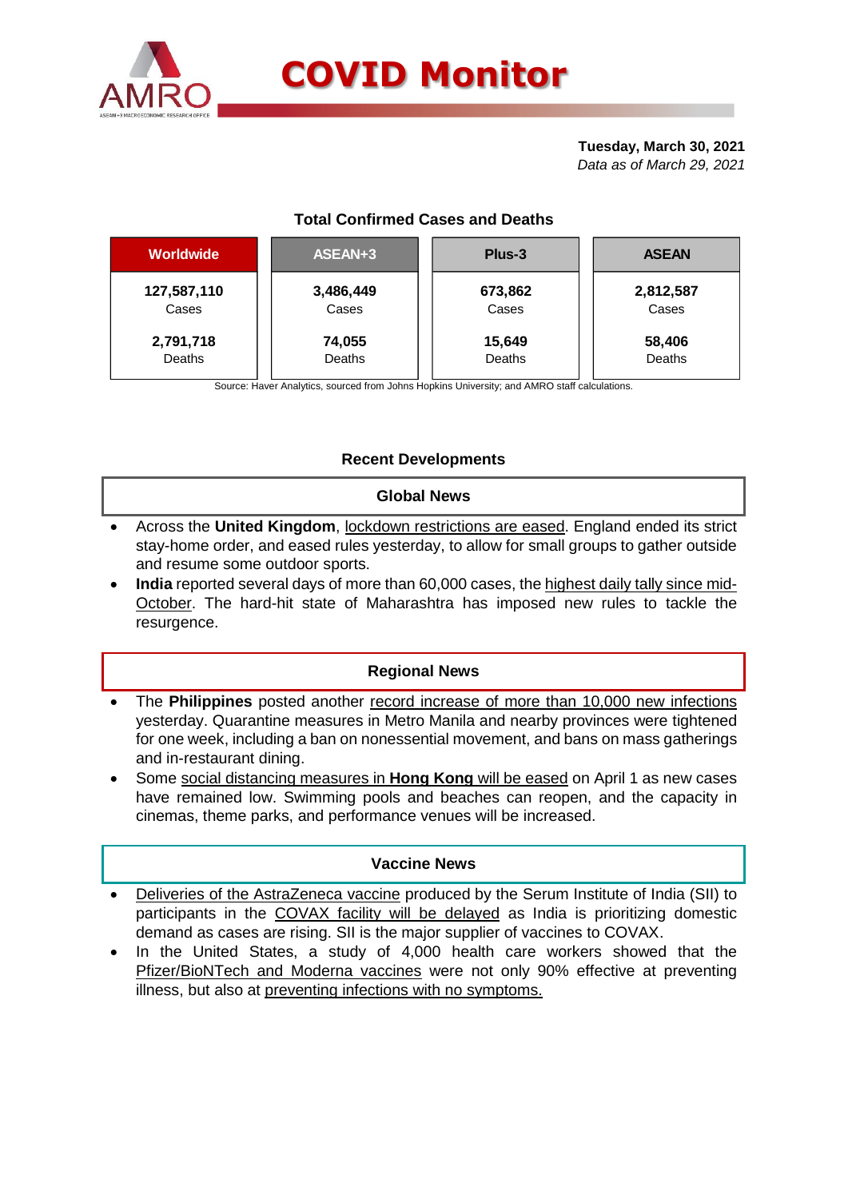# COVID Monitor

**Tuesday, March 30, 2021**
*Data as of March 29, 2021*

### Total Confirmed Cases and Deaths

| Worldwide | ASEAN+3 | Plus-3 | ASEAN |
|---|---|---|---|
| **127,587,110** Cases | **3,486,449** Cases | **673,862** Cases | **2,812,587** Cases |
| **2,791,718** Deaths | **74,055** Deaths | **15,649** Deaths | **58,406** Deaths |

Source: Haver Analytics, sourced from Johns Hopkins University; and AMRO staff calculations.

## Recent Developments

### Global News

- Across the **United Kingdom**, lockdown restrictions are eased. England ended its strict stay-home order, and eased rules yesterday, to allow for small groups to gather outside and resume some outdoor sports.
- **India** reported several days of more than 60,000 cases, the highest daily tally since mid-October. The hard-hit state of Maharashtra has imposed new rules to tackle the resurgence.

### Regional News

- The **Philippines** posted another record increase of more than 10,000 new infections yesterday. Quarantine measures in Metro Manila and nearby provinces were tightened for one week, including a ban on nonessential movement, and bans on mass gatherings and in-restaurant dining.
- Some social distancing measures in **Hong Kong** will be eased on April 1 as new cases have remained low. Swimming pools and beaches can reopen, and the capacity in cinemas, theme parks, and performance venues will be increased.

### Vaccine News

- Deliveries of the AstraZeneca vaccine produced by the Serum Institute of India (SII) to participants in the COVAX facility will be delayed as India is prioritizing domestic demand as cases are rising. SII is the major supplier of vaccines to COVAX.
- In the United States, a study of 4,000 health care workers showed that the Pfizer/BioNTech and Moderna vaccines were not only 90% effective at preventing illness, but also at preventing infections with no symptoms.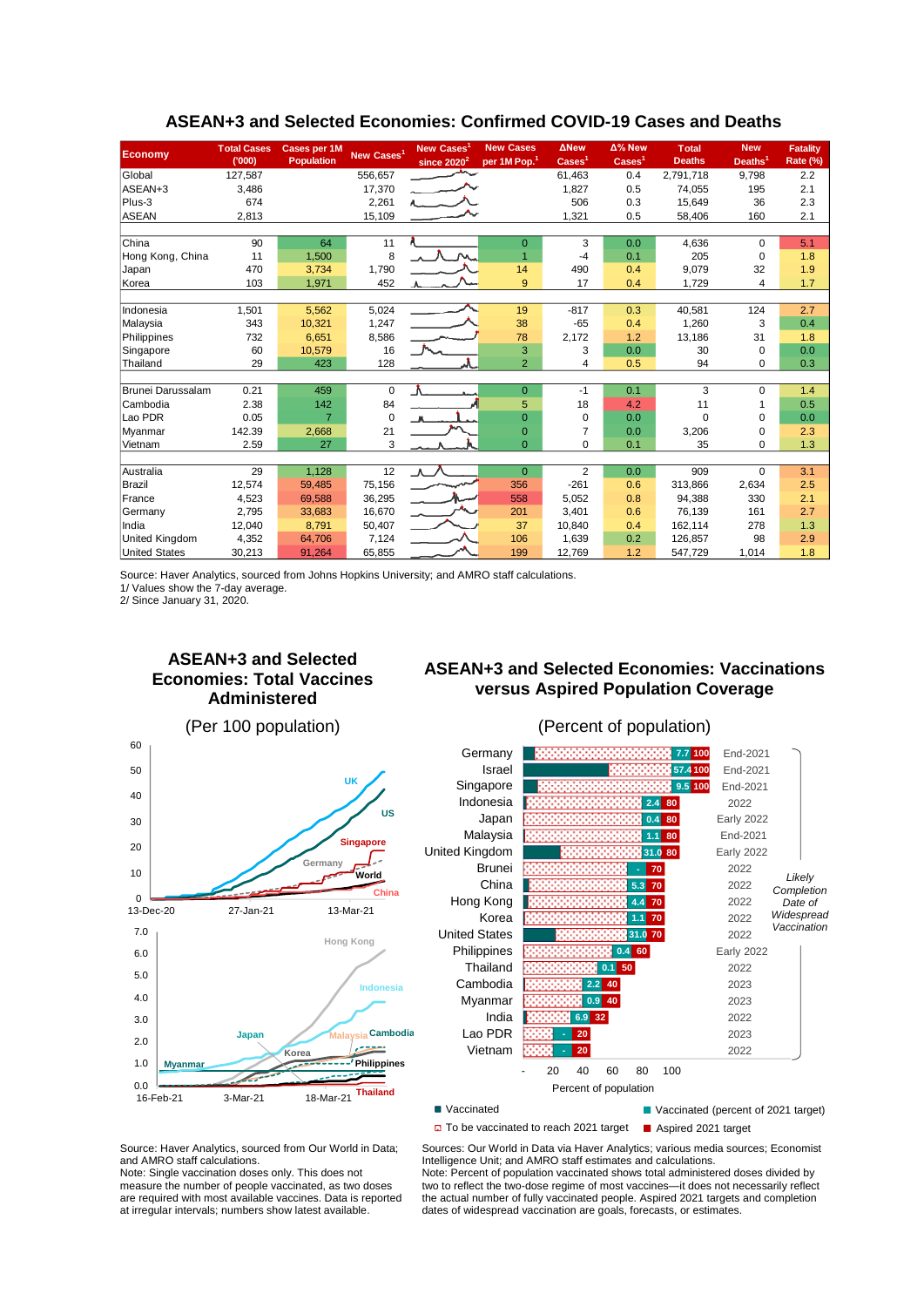## ASEAN+3 and Selected Economies: Confirmed COVID-19 Cases and Deaths

| Economy | Total Cases ('000) | Cases per 1M Population | New Cases[1] | New Cases[1] since 2020[2] | New Cases per 1M Pop.[1] | ΔNew Cases[1] | Δ% New Cases[1] | Total Deaths | New Deaths[1] | Fatality Rate (%) |
|---|---|---|---|---|---|---|---|---|---|---|
| Global | 127,587 | | 556,657 | | | 61,463 | 0.4 | 2,791,718 | 9,798 | 2.2 |
| ASEAN+3 | 3,486 | | 17,370 | | | 1,827 | 0.5 | 74,055 | 195 | 2.1 |
| Plus-3 | 674 | | 2,261 | | | 506 | 0.3 | 15,649 | 36 | 2.3 |
| ASEAN | 2,813 | | 15,109 | | | 1,321 | 0.5 | 58,406 | 160 | 2.1 |
| | | | | | | | | | | |
| China | 90 | 64 | 11 | | 0 | 3 | 0.0 | 4,636 | 0 | 5.1 |
| Hong Kong, China | 11 | 1,500 | 8 | | 1 | -4 | 0.1 | 205 | 0 | 1.8 |
| Japan | 470 | 3,734 | 1,790 | | 14 | 490 | 0.4 | 9,079 | 32 | 1.9 |
| Korea | 103 | 1,971 | 452 | | 9 | 17 | 0.4 | 1,729 | 4 | 1.7 |
| | | | | | | | | | | |
| Indonesia | 1,501 | 5,562 | 5,024 | | 19 | -817 | 0.3 | 40,581 | 124 | 2.7 |
| Malaysia | 343 | 10,321 | 1,247 | | 38 | -65 | 0.4 | 1,260 | 3 | 0.4 |
| Philippines | 732 | 6,651 | 8,586 | | 78 | 2,172 | 1.2 | 13,186 | 31 | 1.8 |
| Singapore | 60 | 10,579 | 16 | | 3 | 3 | 0.0 | 30 | 0 | 0.0 |
| Thailand | 29 | 423 | 128 | | 2 | 4 | 0.5 | 94 | 0 | 0.3 |
| | | | | | | | | | | |
| Brunei Darussalam | 0.21 | 459 | 0 | | 0 | -1 | 0.1 | 3 | 0 | 1.4 |
| Cambodia | 2.38 | 142 | 84 | | 5 | 18 | 4.2 | 11 | 1 | 0.5 |
| Lao PDR | 0.05 | 7 | 0 | | 0 | 0 | 0.0 | 0 | 0 | 0.0 |
| Myanmar | 142.39 | 2,668 | 21 | | 0 | 7 | 0.0 | 3,206 | 0 | 2.3 |
| Vietnam | 2.59 | 27 | 3 | | 0 | 0 | 0.1 | 35 | 0 | 1.3 |
| | | | | | | | | | | |
| Australia | 29 | 1,128 | 12 | | 0 | 2 | 0.0 | 909 | 0 | 3.1 |
| Brazil | 12,574 | 59,485 | 75,156 | | 356 | -261 | 0.6 | 313,866 | 2,634 | 2.5 |
| France | 4,523 | 69,588 | 36,295 | | 558 | 5,052 | 0.8 | 94,388 | 330 | 2.1 |
| Germany | 2,795 | 33,683 | 16,670 | | 201 | 3,401 | 0.6 | 76,139 | 161 | 2.7 |
| India | 12,040 | 8,791 | 50,407 | | 37 | 10,840 | 0.4 | 162,114 | 278 | 1.3 |
| United Kingdom | 4,352 | 64,706 | 7,124 | | 106 | 1,639 | 0.2 | 126,857 | 98 | 2.9 |
| United States | 30,213 | 91,264 | 65,855 | | 199 | 12,769 | 1.2 | 547,729 | 1,014 | 1.8 |

Source: Haver Analytics, sourced from Johns Hopkins University; and AMRO staff calculations.
1/ Values show the 7-day average.
2/ Since January 31, 2020.

### ASEAN+3 and Selected Economies: Total Vaccines Administered

(Per 100 population)

60
50
40
30
20
10
0
13-Dec-20
27-Jan-21
13-Mar-21
UK
US
Singapore
Germany
World
China

7.0
6.0
5.0
4.0
3.0
2.0
1.0
0.0
16-Feb-21
3-Mar-21
18-Mar-21
Hong Kong
Indonesia
Japan
Malaysia
Cambodia
Korea
Myanmar
Philippines
Thailand

Source: Haver Analytics, sourced from Our World in Data; and AMRO staff calculations.
Note: Single vaccination doses only. This does not measure the number of people vaccinated, as two doses are required with most available vaccines. Data is reported at irregular intervals; numbers show latest available.

### ASEAN+3 and Selected Economies: Vaccinations versus Aspired Population Coverage

(Percent of population)

Germany 7.7 100 End-2021
Israel 57.4 100 End-2021
Singapore 9.5 100 End-2021
Indonesia 2.4 80 2022
Japan 0.4 80 Early 2022
Malaysia 1.1 80 End-2021
United Kingdom 31.0 80 Early 2022
Brunei - 70 2022
China 5.3 70 2022
Hong Kong 4.4 70 2022
Korea 1.1 70 2022
United States 31.0 70 2022
Philippines 0.4 60 Early 2022
Thailand 0.1 50 2022
Cambodia 2.2 40 2023
Myanmar 0.9 40 2023
India 6.9 32 2022
Lao PDR - 20 2023
Vietnam - 20 2022

Likely Completion Date of Widespread Vaccination

- 20 40 60 80 100
Percent of population

Vaccinated
Vaccinated (percent of 2021 target)
To be vaccinated to reach 2021 target
Aspired 2021 target

Sources: Our World in Data via Haver Analytics; various media sources; Economist Intelligence Unit; and AMRO staff estimates and calculations.
Note: Percent of population vaccinated shows total administered doses divided by two to reflect the two-dose regime of most vaccines—it does not necessarily reflect the actual number of fully vaccinated people. Aspired 2021 targets and completion dates of widespread vaccination are goals, forecasts, or estimates.